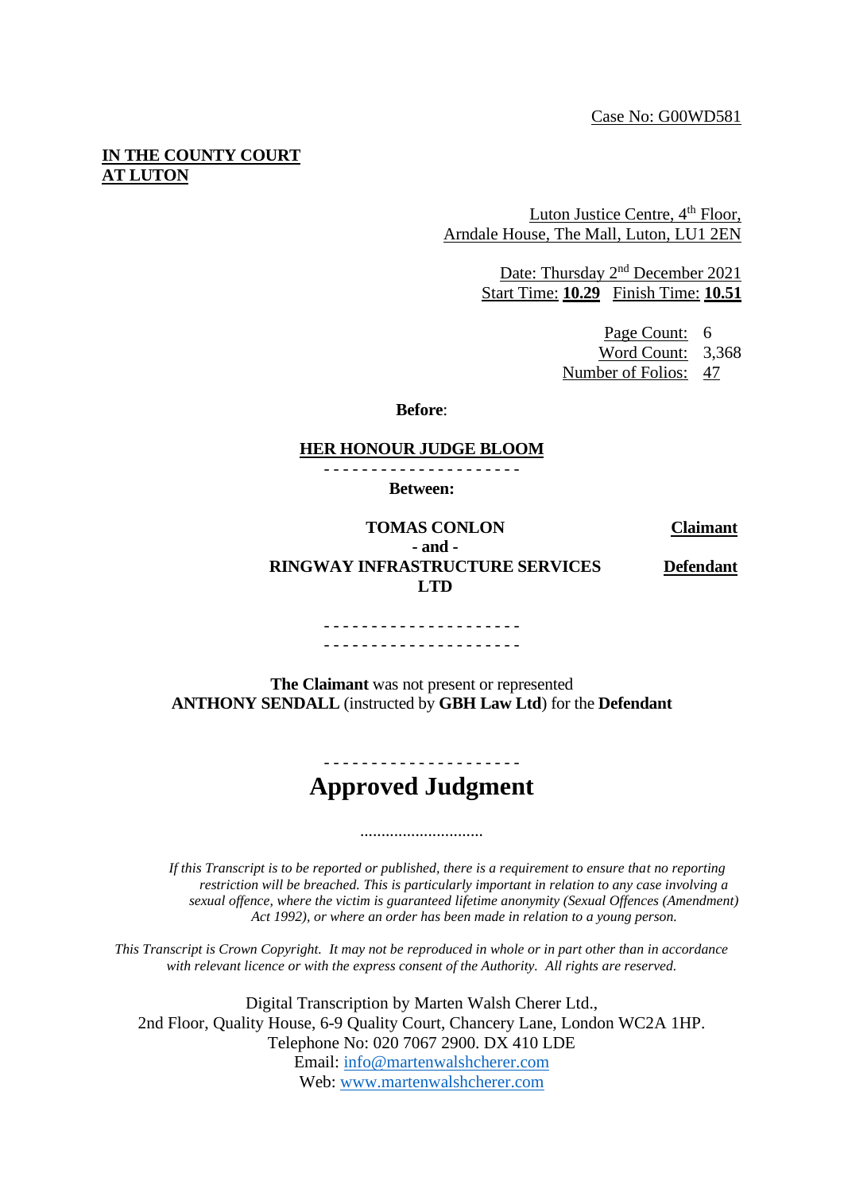Case No: G00WD581

**IN THE COUNTY COURT**
**AT LUTON**

Luton Justice Centre, 4th Floor,
Arndale House, The Mall, Luton, LU1 2EN

Date: Thursday 2nd December 2021
Start Time: **10.29** Finish Time: **10.51**

Page Count: 6
Word Count: 3,368
Number of Folios: 47

**Before**:

**HER HONOUR JUDGE BLOOM**

- - - - - - - - - - - - - - - - - - - - -

**Between:**

| | |
|---|---|
| **TOMAS CONLON** | **Claimant** |
| **- and -** | |
| **RINGWAY INFRASTRUCTURE SERVICES LTD** | **Defendant** |

- - - - - - - - - - - - - - - - - - - - -
- - - - - - - - - - - - - - - - - - - - -

**The Claimant** was not present or represented
**ANTHONY SENDALL** (instructed by **GBH Law Ltd**) for the **Defendant**

- - - - - - - - - - - - - - - - - - - - -

# Approved Judgment

.............................

*If this Transcript is to be reported or published, there is a requirement to ensure that no reporting restriction will be breached. This is particularly important in relation to any case involving a sexual offence, where the victim is guaranteed lifetime anonymity (Sexual Offences (Amendment) Act 1992), or where an order has been made in relation to a young person.*

*This Transcript is Crown Copyright. It may not be reproduced in whole or in part other than in accordance with relevant licence or with the express consent of the Authority. All rights are reserved.*

Digital Transcription by Marten Walsh Cherer Ltd.,
2nd Floor, Quality House, 6-9 Quality Court, Chancery Lane, London WC2A 1HP.
Telephone No: 020 7067 2900. DX 410 LDE
Email: info@martenwalshcherer.com
Web: www.martenwalshcherer.com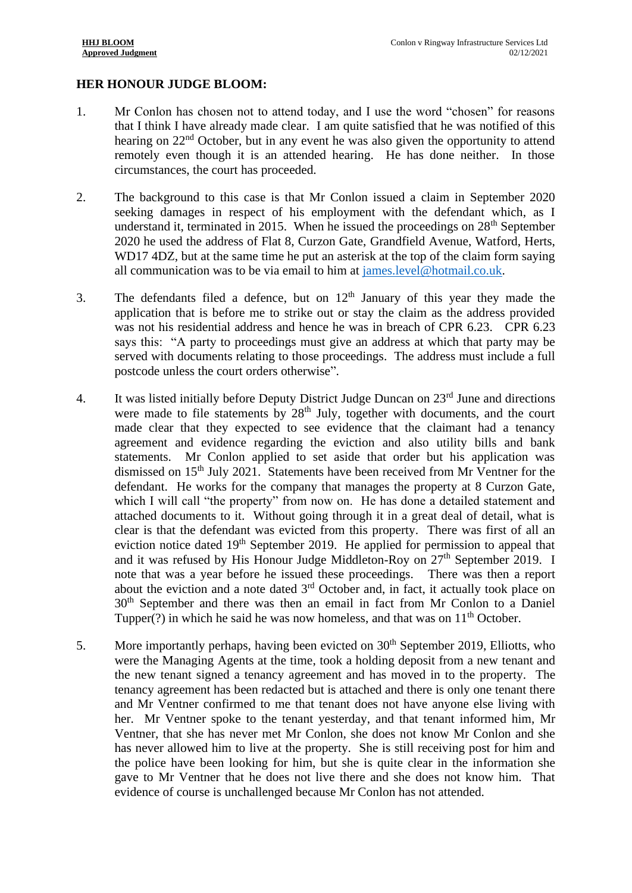**HER HONOUR JUDGE BLOOM:**

1. Mr Conlon has chosen not to attend today, and I use the word "chosen" for reasons that I think I have already made clear. I am quite satisfied that he was notified of this hearing on 22nd October, but in any event he was also given the opportunity to attend remotely even though it is an attended hearing. He has done neither. In those circumstances, the court has proceeded.

2. The background to this case is that Mr Conlon issued a claim in September 2020 seeking damages in respect of his employment with the defendant which, as I understand it, terminated in 2015. When he issued the proceedings on 28th September 2020 he used the address of Flat 8, Curzon Gate, Grandfield Avenue, Watford, Herts, WD17 4DZ, but at the same time he put an asterisk at the top of the claim form saying all communication was to be via email to him at james.level@hotmail.co.uk.

3. The defendants filed a defence, but on 12th January of this year they made the application that is before me to strike out or stay the claim as the address provided was not his residential address and hence he was in breach of CPR 6.23. CPR 6.23 says this: "A party to proceedings must give an address at which that party may be served with documents relating to those proceedings. The address must include a full postcode unless the court orders otherwise".

4. It was listed initially before Deputy District Judge Duncan on 23rd June and directions were made to file statements by 28th July, together with documents, and the court made clear that they expected to see evidence that the claimant had a tenancy agreement and evidence regarding the eviction and also utility bills and bank statements. Mr Conlon applied to set aside that order but his application was dismissed on 15th July 2021. Statements have been received from Mr Ventner for the defendant. He works for the company that manages the property at 8 Curzon Gate, which I will call "the property" from now on. He has done a detailed statement and attached documents to it. Without going through it in a great deal of detail, what is clear is that the defendant was evicted from this property. There was first of all an eviction notice dated 19th September 2019. He applied for permission to appeal that and it was refused by His Honour Judge Middleton-Roy on 27th September 2019. I note that was a year before he issued these proceedings. There was then a report about the eviction and a note dated 3rd October and, in fact, it actually took place on 30th September and there was then an email in fact from Mr Conlon to a Daniel Tupper(?) in which he said he was now homeless, and that was on 11th October.

5. More importantly perhaps, having been evicted on 30th September 2019, Elliotts, who were the Managing Agents at the time, took a holding deposit from a new tenant and the new tenant signed a tenancy agreement and has moved in to the property. The tenancy agreement has been redacted but is attached and there is only one tenant there and Mr Ventner confirmed to me that tenant does not have anyone else living with her. Mr Ventner spoke to the tenant yesterday, and that tenant informed him, Mr Ventner, that she has never met Mr Conlon, she does not know Mr Conlon and she has never allowed him to live at the property. She is still receiving post for him and the police have been looking for him, but she is quite clear in the information she gave to Mr Ventner that he does not live there and she does not know him. That evidence of course is unchallenged because Mr Conlon has not attended.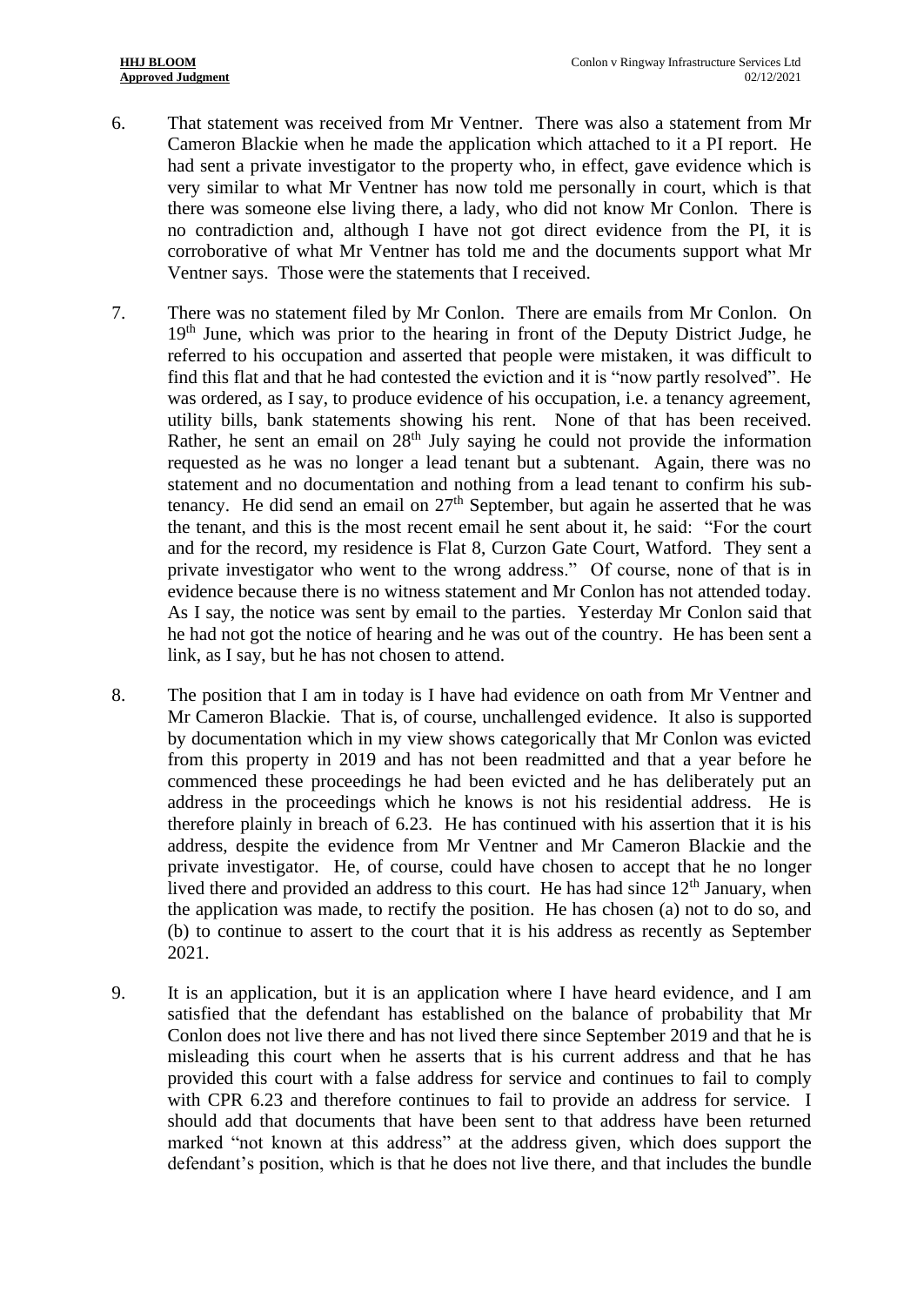6. That statement was received from Mr Ventner. There was also a statement from Mr Cameron Blackie when he made the application which attached to it a PI report. He had sent a private investigator to the property who, in effect, gave evidence which is very similar to what Mr Ventner has now told me personally in court, which is that there was someone else living there, a lady, who did not know Mr Conlon. There is no contradiction and, although I have not got direct evidence from the PI, it is corroborative of what Mr Ventner has told me and the documents support what Mr Ventner says. Those were the statements that I received.

7. There was no statement filed by Mr Conlon. There are emails from Mr Conlon. On 19th June, which was prior to the hearing in front of the Deputy District Judge, he referred to his occupation and asserted that people were mistaken, it was difficult to find this flat and that he had contested the eviction and it is "now partly resolved". He was ordered, as I say, to produce evidence of his occupation, i.e. a tenancy agreement, utility bills, bank statements showing his rent. None of that has been received. Rather, he sent an email on 28th July saying he could not provide the information requested as he was no longer a lead tenant but a subtenant. Again, there was no statement and no documentation and nothing from a lead tenant to confirm his sub-tenancy. He did send an email on 27th September, but again he asserted that he was the tenant, and this is the most recent email he sent about it, he said: "For the court and for the record, my residence is Flat 8, Curzon Gate Court, Watford. They sent a private investigator who went to the wrong address." Of course, none of that is in evidence because there is no witness statement and Mr Conlon has not attended today. As I say, the notice was sent by email to the parties. Yesterday Mr Conlon said that he had not got the notice of hearing and he was out of the country. He has been sent a link, as I say, but he has not chosen to attend.

8. The position that I am in today is I have had evidence on oath from Mr Ventner and Mr Cameron Blackie. That is, of course, unchallenged evidence. It also is supported by documentation which in my view shows categorically that Mr Conlon was evicted from this property in 2019 and has not been readmitted and that a year before he commenced these proceedings he had been evicted and he has deliberately put an address in the proceedings which he knows is not his residential address. He is therefore plainly in breach of 6.23. He has continued with his assertion that it is his address, despite the evidence from Mr Ventner and Mr Cameron Blackie and the private investigator. He, of course, could have chosen to accept that he no longer lived there and provided an address to this court. He has had since 12th January, when the application was made, to rectify the position. He has chosen (a) not to do so, and (b) to continue to assert to the court that it is his address as recently as September 2021.

9. It is an application, but it is an application where I have heard evidence, and I am satisfied that the defendant has established on the balance of probability that Mr Conlon does not live there and has not lived there since September 2019 and that he is misleading this court when he asserts that is his current address and that he has provided this court with a false address for service and continues to fail to comply with CPR 6.23 and therefore continues to fail to provide an address for service. I should add that documents that have been sent to that address have been returned marked "not known at this address" at the address given, which does support the defendant's position, which is that he does not live there, and that includes the bundle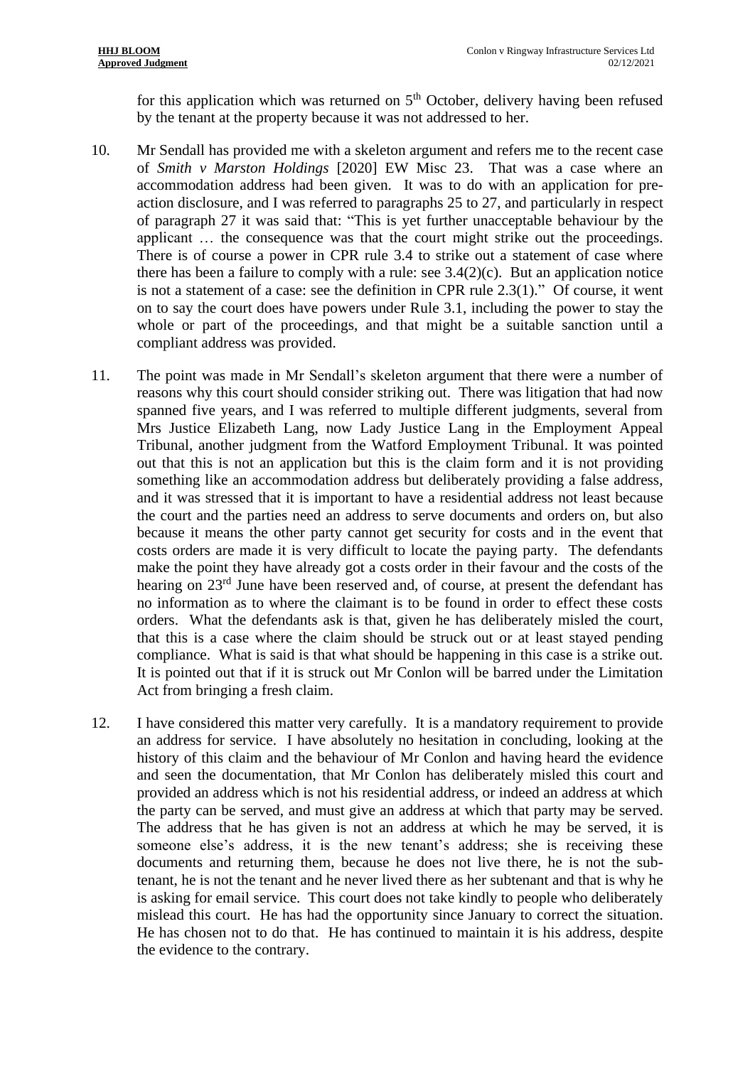for this application which was returned on 5th October, delivery having been refused by the tenant at the property because it was not addressed to her.

10. Mr Sendall has provided me with a skeleton argument and refers me to the recent case of *Smith v Marston Holdings* [2020] EW Misc 23. That was a case where an accommodation address had been given. It was to do with an application for pre-action disclosure, and I was referred to paragraphs 25 to 27, and particularly in respect of paragraph 27 it was said that: "This is yet further unacceptable behaviour by the applicant … the consequence was that the court might strike out the proceedings. There is of course a power in CPR rule 3.4 to strike out a statement of case where there has been a failure to comply with a rule: see 3.4(2)(c). But an application notice is not a statement of a case: see the definition in CPR rule 2.3(1)." Of course, it went on to say the court does have powers under Rule 3.1, including the power to stay the whole or part of the proceedings, and that might be a suitable sanction until a compliant address was provided.

11. The point was made in Mr Sendall's skeleton argument that there were a number of reasons why this court should consider striking out. There was litigation that had now spanned five years, and I was referred to multiple different judgments, several from Mrs Justice Elizabeth Lang, now Lady Justice Lang in the Employment Appeal Tribunal, another judgment from the Watford Employment Tribunal. It was pointed out that this is not an application but this is the claim form and it is not providing something like an accommodation address but deliberately providing a false address, and it was stressed that it is important to have a residential address not least because the court and the parties need an address to serve documents and orders on, but also because it means the other party cannot get security for costs and in the event that costs orders are made it is very difficult to locate the paying party. The defendants make the point they have already got a costs order in their favour and the costs of the hearing on 23rd June have been reserved and, of course, at present the defendant has no information as to where the claimant is to be found in order to effect these costs orders. What the defendants ask is that, given he has deliberately misled the court, that this is a case where the claim should be struck out or at least stayed pending compliance. What is said is that what should be happening in this case is a strike out. It is pointed out that if it is struck out Mr Conlon will be barred under the Limitation Act from bringing a fresh claim.

12. I have considered this matter very carefully. It is a mandatory requirement to provide an address for service. I have absolutely no hesitation in concluding, looking at the history of this claim and the behaviour of Mr Conlon and having heard the evidence and seen the documentation, that Mr Conlon has deliberately misled this court and provided an address which is not his residential address, or indeed an address at which the party can be served, and must give an address at which that party may be served. The address that he has given is not an address at which he may be served, it is someone else's address, it is the new tenant's address; she is receiving these documents and returning them, because he does not live there, he is not the sub-tenant, he is not the tenant and he never lived there as her subtenant and that is why he is asking for email service. This court does not take kindly to people who deliberately mislead this court. He has had the opportunity since January to correct the situation. He has chosen not to do that. He has continued to maintain it is his address, despite the evidence to the contrary.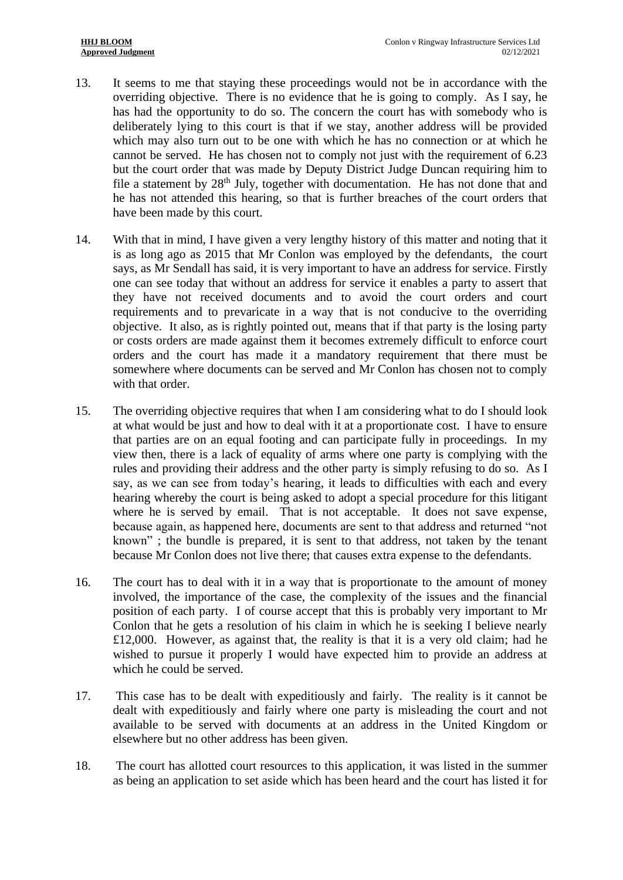13. It seems to me that staying these proceedings would not be in accordance with the overriding objective. There is no evidence that he is going to comply. As I say, he has had the opportunity to do so. The concern the court has with somebody who is deliberately lying to this court is that if we stay, another address will be provided which may also turn out to be one with which he has no connection or at which he cannot be served. He has chosen not to comply not just with the requirement of 6.23 but the court order that was made by Deputy District Judge Duncan requiring him to file a statement by 28th July, together with documentation. He has not done that and he has not attended this hearing, so that is further breaches of the court orders that have been made by this court.

14. With that in mind, I have given a very lengthy history of this matter and noting that it is as long ago as 2015 that Mr Conlon was employed by the defendants, the court says, as Mr Sendall has said, it is very important to have an address for service. Firstly one can see today that without an address for service it enables a party to assert that they have not received documents and to avoid the court orders and court requirements and to prevaricate in a way that is not conducive to the overriding objective. It also, as is rightly pointed out, means that if that party is the losing party or costs orders are made against them it becomes extremely difficult to enforce court orders and the court has made it a mandatory requirement that there must be somewhere where documents can be served and Mr Conlon has chosen not to comply with that order.

15. The overriding objective requires that when I am considering what to do I should look at what would be just and how to deal with it at a proportionate cost. I have to ensure that parties are on an equal footing and can participate fully in proceedings. In my view then, there is a lack of equality of arms where one party is complying with the rules and providing their address and the other party is simply refusing to do so. As I say, as we can see from today's hearing, it leads to difficulties with each and every hearing whereby the court is being asked to adopt a special procedure for this litigant where he is served by email. That is not acceptable. It does not save expense, because again, as happened here, documents are sent to that address and returned "not known" ; the bundle is prepared, it is sent to that address, not taken by the tenant because Mr Conlon does not live there; that causes extra expense to the defendants.

16. The court has to deal with it in a way that is proportionate to the amount of money involved, the importance of the case, the complexity of the issues and the financial position of each party. I of course accept that this is probably very important to Mr Conlon that he gets a resolution of his claim in which he is seeking I believe nearly £12,000. However, as against that, the reality is that it is a very old claim; had he wished to pursue it properly I would have expected him to provide an address at which he could be served.

17. This case has to be dealt with expeditiously and fairly. The reality is it cannot be dealt with expeditiously and fairly where one party is misleading the court and not available to be served with documents at an address in the United Kingdom or elsewhere but no other address has been given.

18. The court has allotted court resources to this application, it was listed in the summer as being an application to set aside which has been heard and the court has listed it for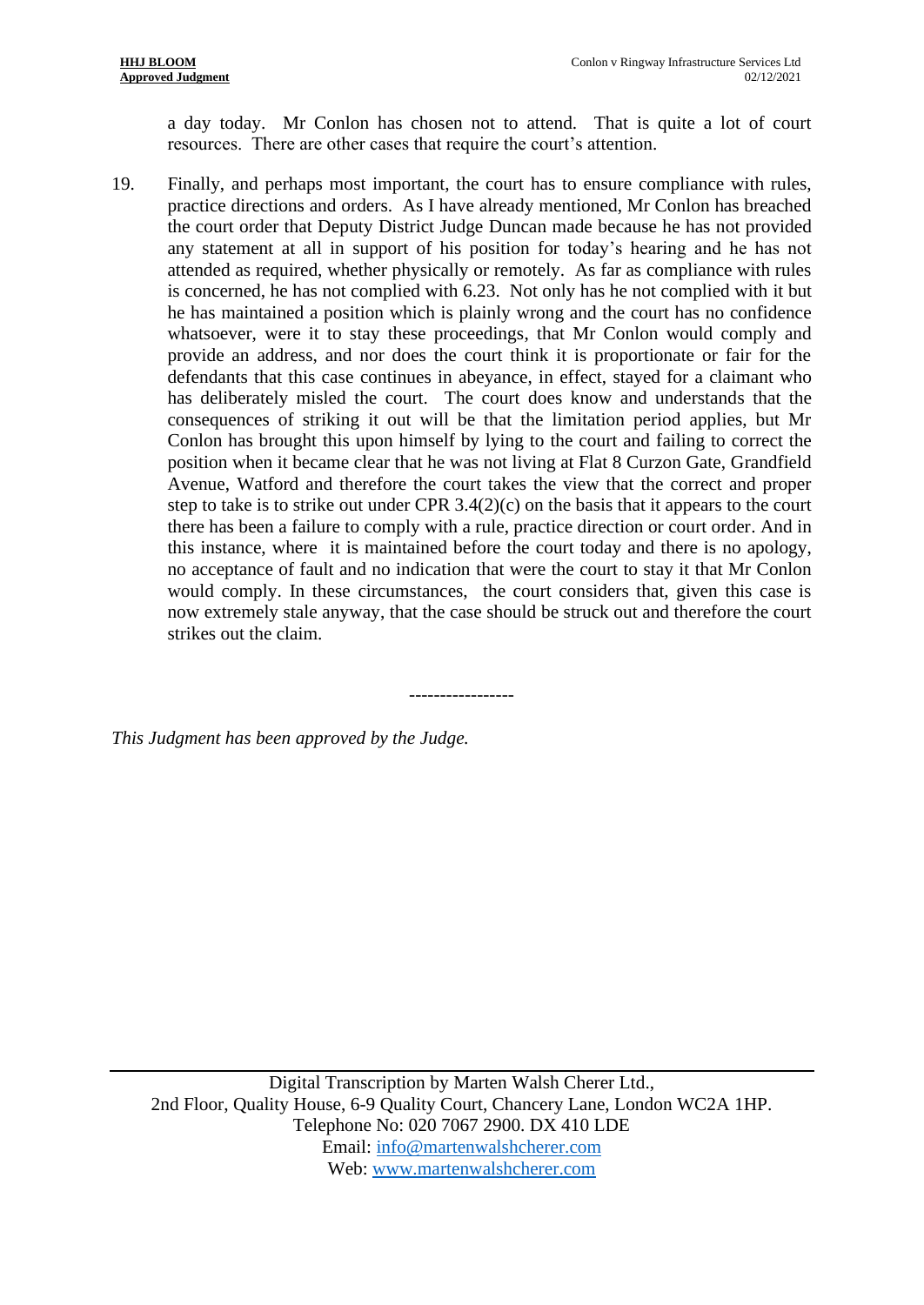a day today. Mr Conlon has chosen not to attend. That is quite a lot of court resources. There are other cases that require the court's attention.

19. Finally, and perhaps most important, the court has to ensure compliance with rules, practice directions and orders. As I have already mentioned, Mr Conlon has breached the court order that Deputy District Judge Duncan made because he has not provided any statement at all in support of his position for today's hearing and he has not attended as required, whether physically or remotely. As far as compliance with rules is concerned, he has not complied with 6.23. Not only has he not complied with it but he has maintained a position which is plainly wrong and the court has no confidence whatsoever, were it to stay these proceedings, that Mr Conlon would comply and provide an address, and nor does the court think it is proportionate or fair for the defendants that this case continues in abeyance, in effect, stayed for a claimant who has deliberately misled the court. The court does know and understands that the consequences of striking it out will be that the limitation period applies, but Mr Conlon has brought this upon himself by lying to the court and failing to correct the position when it became clear that he was not living at Flat 8 Curzon Gate, Grandfield Avenue, Watford and therefore the court takes the view that the correct and proper step to take is to strike out under CPR 3.4(2)(c) on the basis that it appears to the court there has been a failure to comply with a rule, practice direction or court order. And in this instance, where it is maintained before the court today and there is no apology, no acceptance of fault and no indication that were the court to stay it that Mr Conlon would comply. In these circumstances, the court considers that, given this case is now extremely stale anyway, that the case should be struck out and therefore the court strikes out the claim.

-----------------

*This Judgment has been approved by the Judge.*

Digital Transcription by Marten Walsh Cherer Ltd.,
2nd Floor, Quality House, 6-9 Quality Court, Chancery Lane, London WC2A 1HP.
Telephone No: 020 7067 2900. DX 410 LDE
Email: info@martenwalshcherer.com
Web: www.martenwalshcherer.com